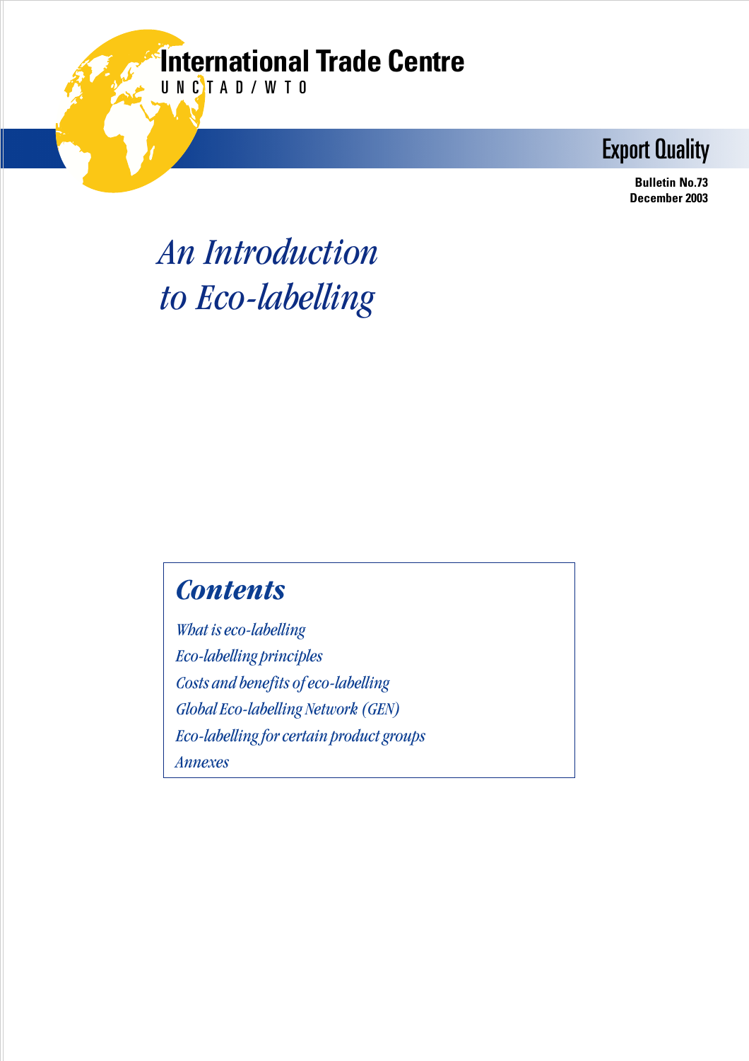International Trade Centre

UNCTAD/WTO

Export Quality

**Bulletin No.73**
**December 2003**

# *An Introduction to Eco-labelling*

## *Contents*

*What is eco-labelling*

*Eco-labelling principles*

*Costs and benefits of eco-labelling*

*Global Eco-labelling Network (GEN)*

*Eco-labelling for certain product groups*

*Annexes*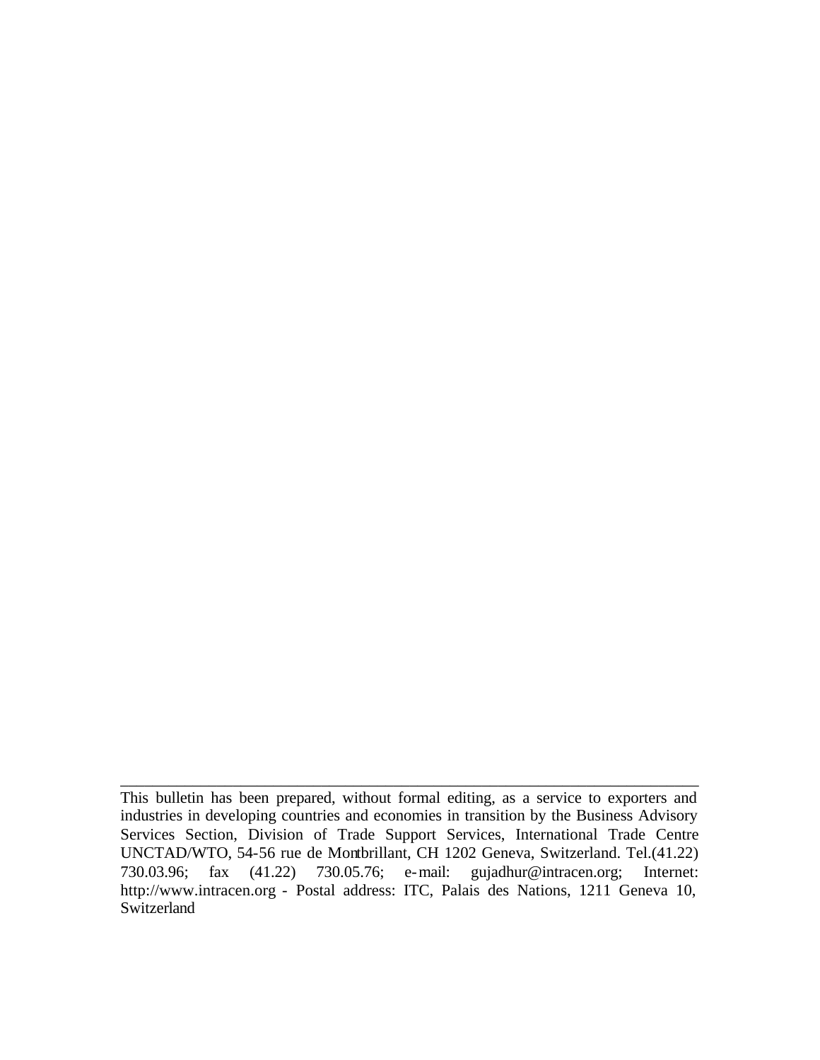---

This bulletin has been prepared, without formal editing, as a service to exporters and industries in developing countries and economies in transition by the Business Advisory Services Section, Division of Trade Support Services, International Trade Centre UNCTAD/WTO, 54-56 rue de Montbrillant, CH 1202 Geneva, Switzerland. Tel.(41.22) 730.03.96; fax (41.22) 730.05.76; e-mail: gujadhur@intracen.org; Internet: http://www.intracen.org - Postal address: ITC, Palais des Nations, 1211 Geneva 10, Switzerland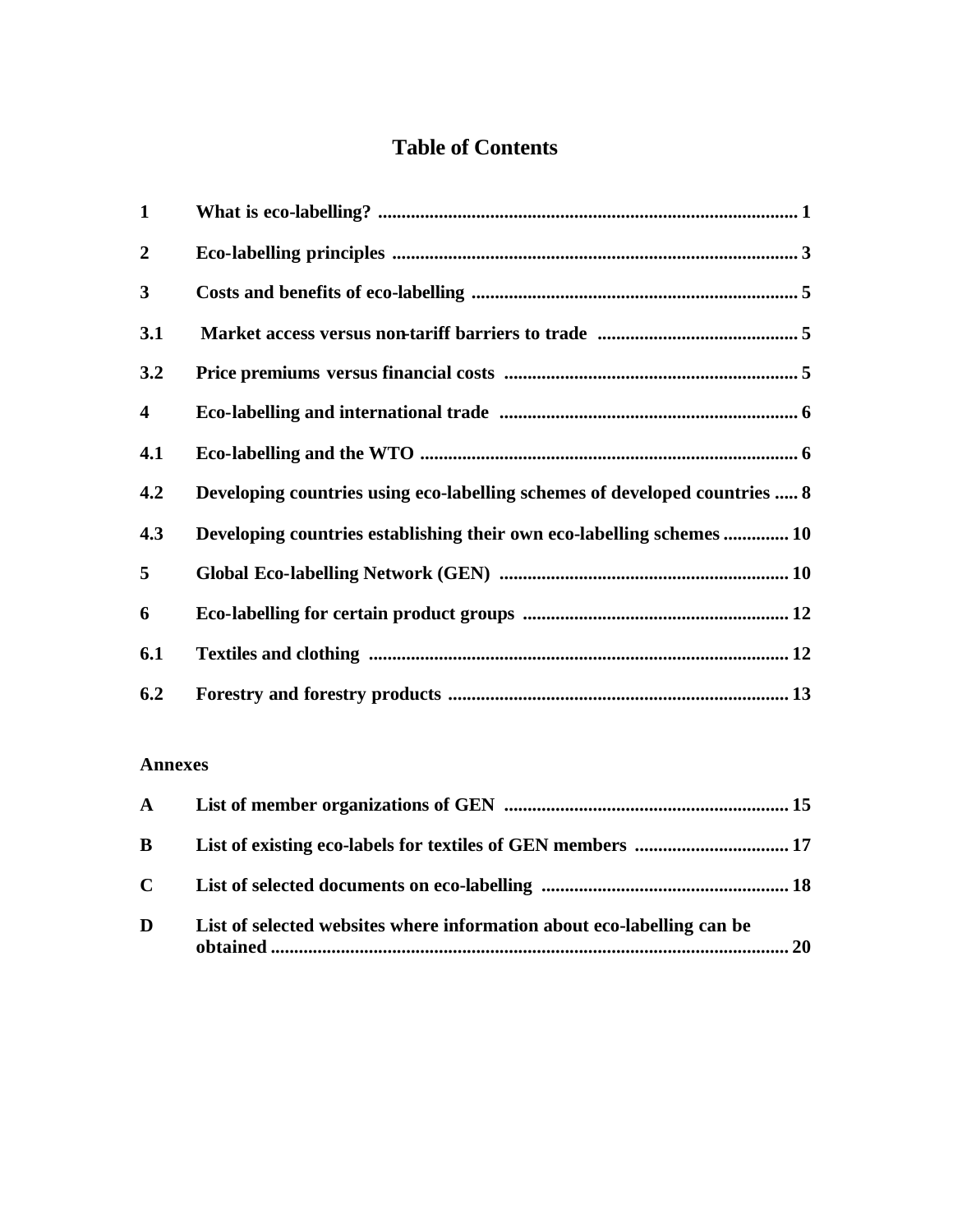# Table of Contents

| | | |
|---|---|---|
| **1** | **What is eco-labelling?** | **1** |
| **2** | **Eco-labelling principles** | **3** |
| **3** | **Costs and benefits of eco-labelling** | **5** |
| **3.1** | **Market access versus non-tariff barriers to trade** | **5** |
| **3.2** | **Price premiums versus financial costs** | **5** |
| **4** | **Eco-labelling and international trade** | **6** |
| **4.1** | **Eco-labelling and the WTO** | **6** |
| **4.2** | **Developing countries using eco-labelling schemes of developed countries** | **8** |
| **4.3** | **Developing countries establishing their own eco-labelling schemes** | **10** |
| **5** | **Global Eco-labelling Network (GEN)** | **10** |
| **6** | **Eco-labelling for certain product groups** | **12** |
| **6.1** | **Textiles and clothing** | **12** |
| **6.2** | **Forestry and forestry products** | **13** |

**Annexes**

| | | |
|---|---|---|
| **A** | **List of member organizations of GEN** | **15** |
| **B** | **List of existing eco-labels for textiles of GEN members** | **17** |
| **C** | **List of selected documents on eco-labelling** | **18** |
| **D** | **List of selected websites where information about eco-labelling can be obtained** | **20** |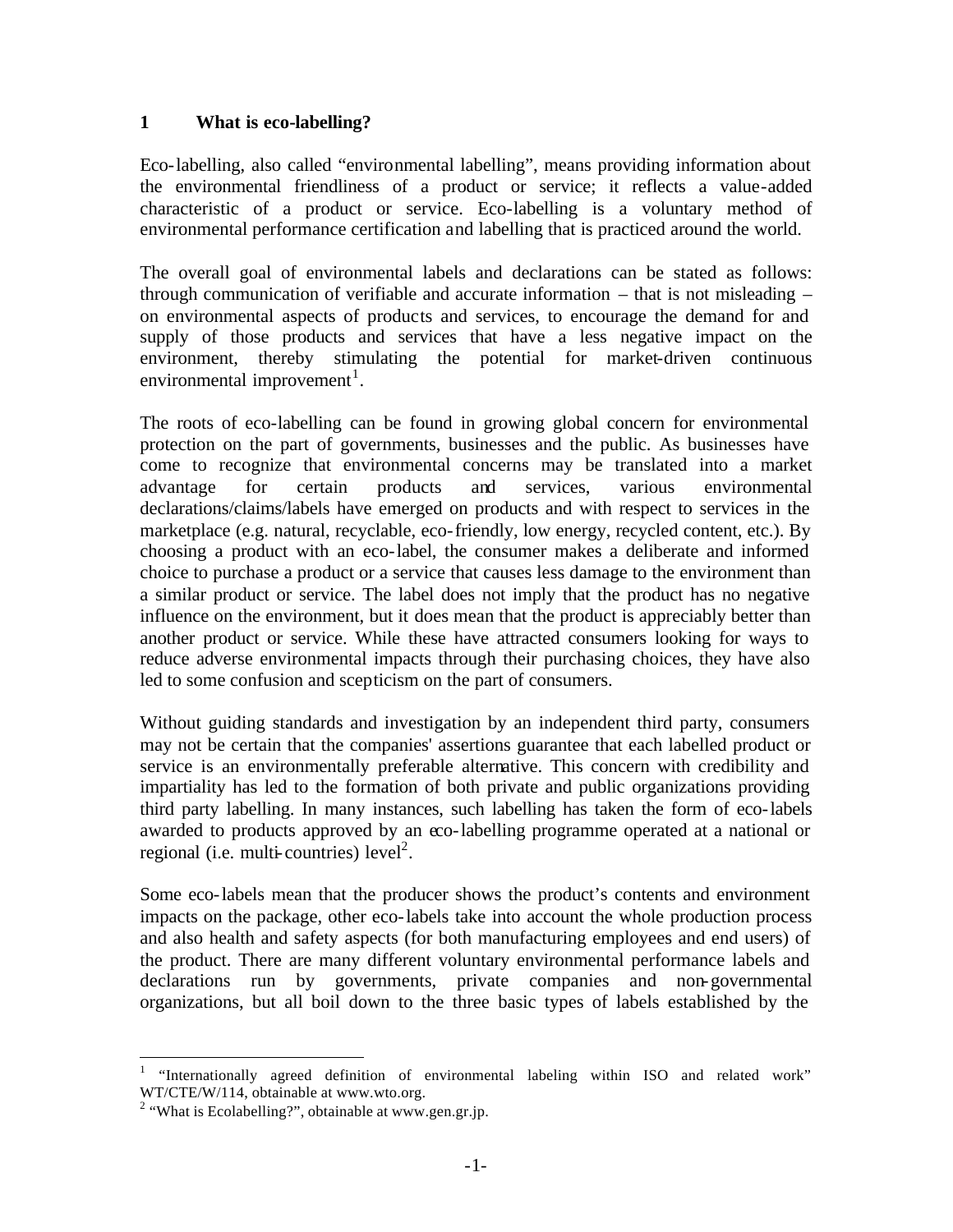## 1 What is eco-labelling?

Eco-labelling, also called "environmental labelling", means providing information about the environmental friendliness of a product or service; it reflects a value-added characteristic of a product or service. Eco-labelling is a voluntary method of environmental performance certification and labelling that is practiced around the world.

The overall goal of environmental labels and declarations can be stated as follows: through communication of verifiable and accurate information – that is not misleading – on environmental aspects of products and services, to encourage the demand for and supply of those products and services that have a less negative impact on the environment, thereby stimulating the potential for market-driven continuous environmental improvement[1].

The roots of eco-labelling can be found in growing global concern for environmental protection on the part of governments, businesses and the public. As businesses have come to recognize that environmental concerns may be translated into a market advantage for certain products and services, various environmental declarations/claims/labels have emerged on products and with respect to services in the marketplace (e.g. natural, recyclable, eco-friendly, low energy, recycled content, etc.). By choosing a product with an eco-label, the consumer makes a deliberate and informed choice to purchase a product or a service that causes less damage to the environment than a similar product or service. The label does not imply that the product has no negative influence on the environment, but it does mean that the product is appreciably better than another product or service. While these have attracted consumers looking for ways to reduce adverse environmental impacts through their purchasing choices, they have also led to some confusion and scepticism on the part of consumers.

Without guiding standards and investigation by an independent third party, consumers may not be certain that the companies' assertions guarantee that each labelled product or service is an environmentally preferable alternative. This concern with credibility and impartiality has led to the formation of both private and public organizations providing third party labelling. In many instances, such labelling has taken the form of eco-labels awarded to products approved by an eco-labelling programme operated at a national or regional (i.e. multi-countries) level[2].

Some eco-labels mean that the producer shows the product's contents and environment impacts on the package, other eco-labels take into account the whole production process and also health and safety aspects (for both manufacturing employees and end users) of the product. There are many different voluntary environmental performance labels and declarations run by governments, private companies and non-governmental organizations, but all boil down to the three basic types of labels established by the

[1] "Internationally agreed definition of environmental labeling within ISO and related work" WT/CTE/W/114, obtainable at www.wto.org.

[2] "What is Ecolabelling?", obtainable at www.gen.gr.jp.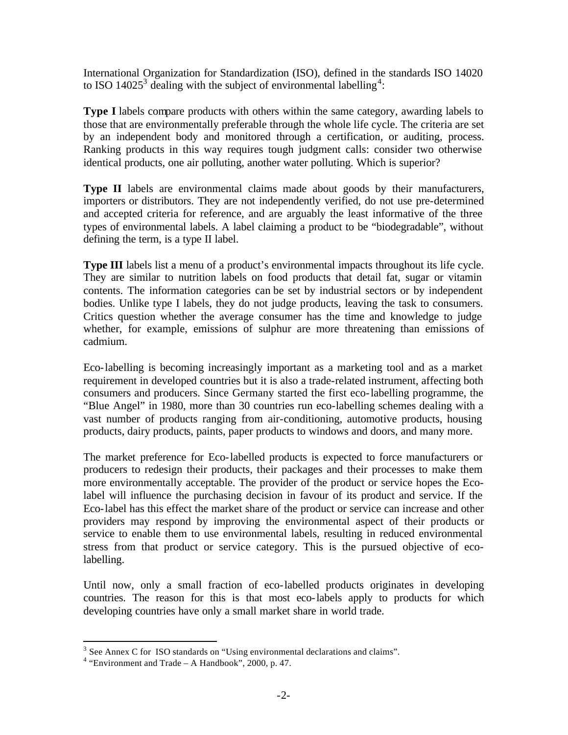International Organization for Standardization (ISO), defined in the standards ISO 14020 to ISO 14025[3] dealing with the subject of environmental labelling[4]:

**Type I** labels compare products with others within the same category, awarding labels to those that are environmentally preferable through the whole life cycle. The criteria are set by an independent body and monitored through a certification, or auditing, process. Ranking products in this way requires tough judgment calls: consider two otherwise identical products, one air polluting, another water polluting. Which is superior?

**Type II** labels are environmental claims made about goods by their manufacturers, importers or distributors. They are not independently verified, do not use pre-determined and accepted criteria for reference, and are arguably the least informative of the three types of environmental labels. A label claiming a product to be "biodegradable", without defining the term, is a type II label.

**Type III** labels list a menu of a product's environmental impacts throughout its life cycle. They are similar to nutrition labels on food products that detail fat, sugar or vitamin contents. The information categories can be set by industrial sectors or by independent bodies. Unlike type I labels, they do not judge products, leaving the task to consumers. Critics question whether the average consumer has the time and knowledge to judge whether, for example, emissions of sulphur are more threatening than emissions of cadmium.

Eco-labelling is becoming increasingly important as a marketing tool and as a market requirement in developed countries but it is also a trade-related instrument, affecting both consumers and producers. Since Germany started the first eco-labelling programme, the "Blue Angel" in 1980, more than 30 countries run eco-labelling schemes dealing with a vast number of products ranging from air-conditioning, automotive products, housing products, dairy products, paints, paper products to windows and doors, and many more.

The market preference for Eco-labelled products is expected to force manufacturers or producers to redesign their products, their packages and their processes to make them more environmentally acceptable. The provider of the product or service hopes the Eco-label will influence the purchasing decision in favour of its product and service. If the Eco-label has this effect the market share of the product or service can increase and other providers may respond by improving the environmental aspect of their products or service to enable them to use environmental labels, resulting in reduced environmental stress from that product or service category. This is the pursued objective of eco-labelling.

Until now, only a small fraction of eco-labelled products originates in developing countries. The reason for this is that most eco-labels apply to products for which developing countries have only a small market share in world trade.

---

[3] See Annex C for ISO standards on "Using environmental declarations and claims".

[4] "Environment and Trade – A Handbook", 2000, p. 47.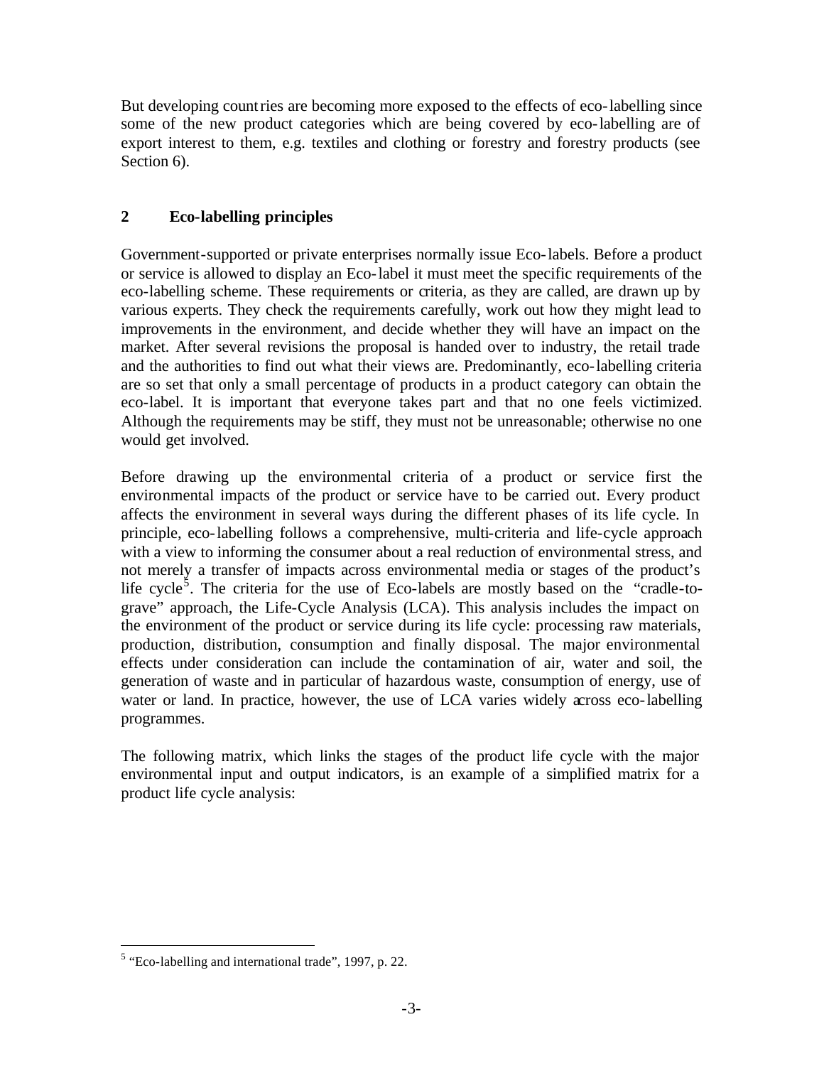But developing countries are becoming more exposed to the effects of eco-labelling since some of the new product categories which are being covered by eco-labelling are of export interest to them, e.g. textiles and clothing or forestry and forestry products (see Section 6).

## 2 Eco-labelling principles

Government-supported or private enterprises normally issue Eco-labels. Before a product or service is allowed to display an Eco-label it must meet the specific requirements of the eco-labelling scheme. These requirements or criteria, as they are called, are drawn up by various experts. They check the requirements carefully, work out how they might lead to improvements in the environment, and decide whether they will have an impact on the market. After several revisions the proposal is handed over to industry, the retail trade and the authorities to find out what their views are. Predominantly, eco-labelling criteria are so set that only a small percentage of products in a product category can obtain the eco-label. It is important that everyone takes part and that no one feels victimized. Although the requirements may be stiff, they must not be unreasonable; otherwise no one would get involved.

Before drawing up the environmental criteria of a product or service first the environmental impacts of the product or service have to be carried out. Every product affects the environment in several ways during the different phases of its life cycle. In principle, eco-labelling follows a comprehensive, multi-criteria and life-cycle approach with a view to informing the consumer about a real reduction of environmental stress, and not merely a transfer of impacts across environmental media or stages of the product's life cycle[5]. The criteria for the use of Eco-labels are mostly based on the "cradle-to-grave" approach, the Life-Cycle Analysis (LCA). This analysis includes the impact on the environment of the product or service during its life cycle: processing raw materials, production, distribution, consumption and finally disposal. The major environmental effects under consideration can include the contamination of air, water and soil, the generation of waste and in particular of hazardous waste, consumption of energy, use of water or land. In practice, however, the use of LCA varies widely across eco-labelling programmes.

The following matrix, which links the stages of the product life cycle with the major environmental input and output indicators, is an example of a simplified matrix for a product life cycle analysis:

[5] "Eco-labelling and international trade", 1997, p. 22.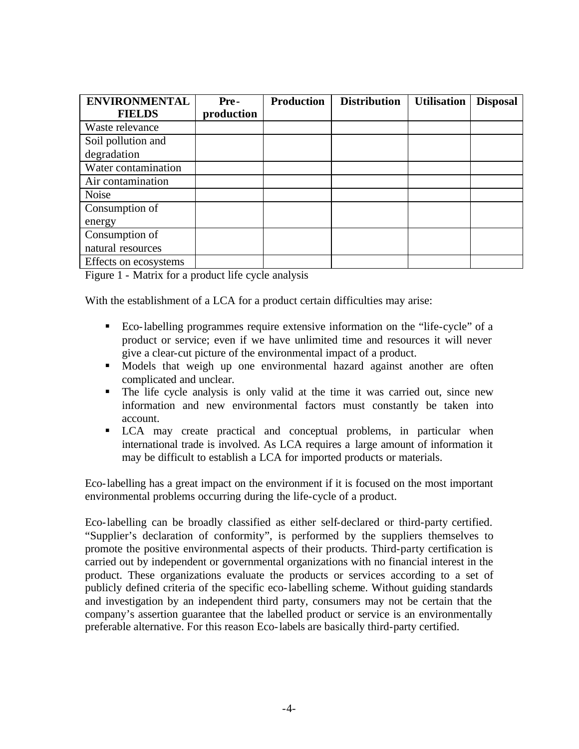| ENVIRONMENTAL FIELDS | Pre-production | Production | Distribution | Utilisation | Disposal |
|---|---|---|---|---|---|
| Waste relevance | | | | | |
| Soil pollution and degradation | | | | | |
| Water contamination | | | | | |
| Air contamination | | | | | |
| Noise | | | | | |
| Consumption of energy | | | | | |
| Consumption of natural resources | | | | | |
| Effects on ecosystems | | | | | |

Figure 1 - Matrix for a product life cycle analysis

With the establishment of a LCA for a product certain difficulties may arise:

- Eco-labelling programmes require extensive information on the "life-cycle" of a product or service; even if we have unlimited time and resources it will never give a clear-cut picture of the environmental impact of a product.
- Models that weigh up one environmental hazard against another are often complicated and unclear.
- The life cycle analysis is only valid at the time it was carried out, since new information and new environmental factors must constantly be taken into account.
- LCA may create practical and conceptual problems, in particular when international trade is involved. As LCA requires a large amount of information it may be difficult to establish a LCA for imported products or materials.

Eco-labelling has a great impact on the environment if it is focused on the most important environmental problems occurring during the life-cycle of a product.

Eco-labelling can be broadly classified as either self-declared or third-party certified. "Supplier's declaration of conformity", is performed by the suppliers themselves to promote the positive environmental aspects of their products. Third-party certification is carried out by independent or governmental organizations with no financial interest in the product. These organizations evaluate the products or services according to a set of publicly defined criteria of the specific eco-labelling scheme. Without guiding standards and investigation by an independent third party, consumers may not be certain that the company's assertion guarantee that the labelled product or service is an environmentally preferable alternative. For this reason Eco-labels are basically third-party certified.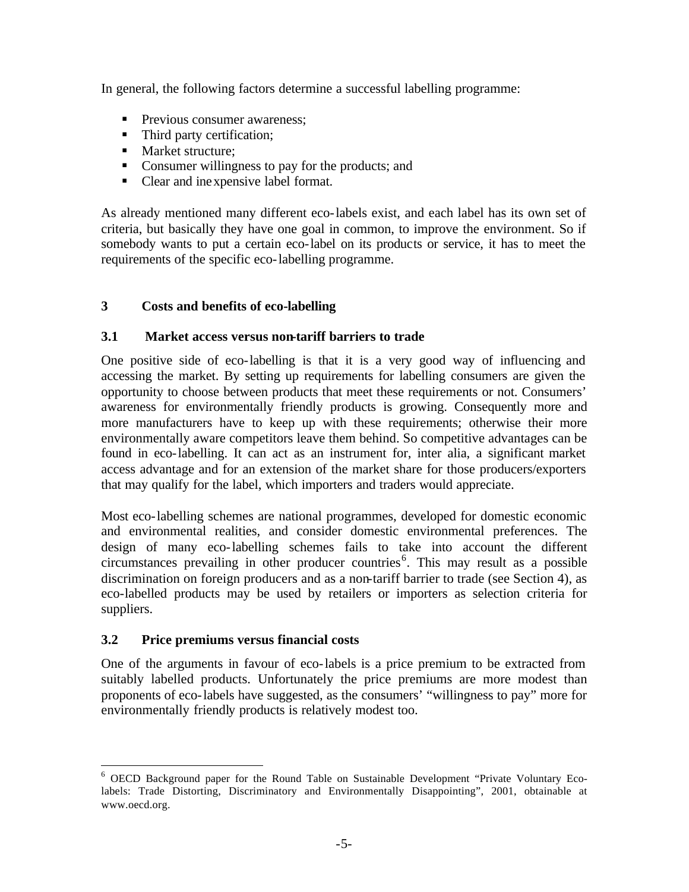In general, the following factors determine a successful labelling programme:

- Previous consumer awareness;
- Third party certification;
- Market structure;
- Consumer willingness to pay for the products; and
- Clear and inexpensive label format.

As already mentioned many different eco-labels exist, and each label has its own set of criteria, but basically they have one goal in common, to improve the environment. So if somebody wants to put a certain eco-label on its products or service, it has to meet the requirements of the specific eco-labelling programme.

## 3 Costs and benefits of eco-labelling

### 3.1 Market access versus non-tariff barriers to trade

One positive side of eco-labelling is that it is a very good way of influencing and accessing the market. By setting up requirements for labelling consumers are given the opportunity to choose between products that meet these requirements or not. Consumers' awareness for environmentally friendly products is growing. Consequently more and more manufacturers have to keep up with these requirements; otherwise their more environmentally aware competitors leave them behind. So competitive advantages can be found in eco-labelling. It can act as an instrument for, inter alia, a significant market access advantage and for an extension of the market share for those producers/exporters that may qualify for the label, which importers and traders would appreciate.

Most eco-labelling schemes are national programmes, developed for domestic economic and environmental realities, and consider domestic environmental preferences. The design of many eco-labelling schemes fails to take into account the different circumstances prevailing in other producer countries[6]. This may result as a possible discrimination on foreign producers and as a non-tariff barrier to trade (see Section 4), as eco-labelled products may be used by retailers or importers as selection criteria for suppliers.

### 3.2 Price premiums versus financial costs

One of the arguments in favour of eco-labels is a price premium to be extracted from suitably labelled products. Unfortunately the price premiums are more modest than proponents of eco-labels have suggested, as the consumers' "willingness to pay" more for environmentally friendly products is relatively modest too.

---

[6] OECD Background paper for the Round Table on Sustainable Development "Private Voluntary Eco-labels: Trade Distorting, Discriminatory and Environmentally Disappointing", 2001, obtainable at www.oecd.org.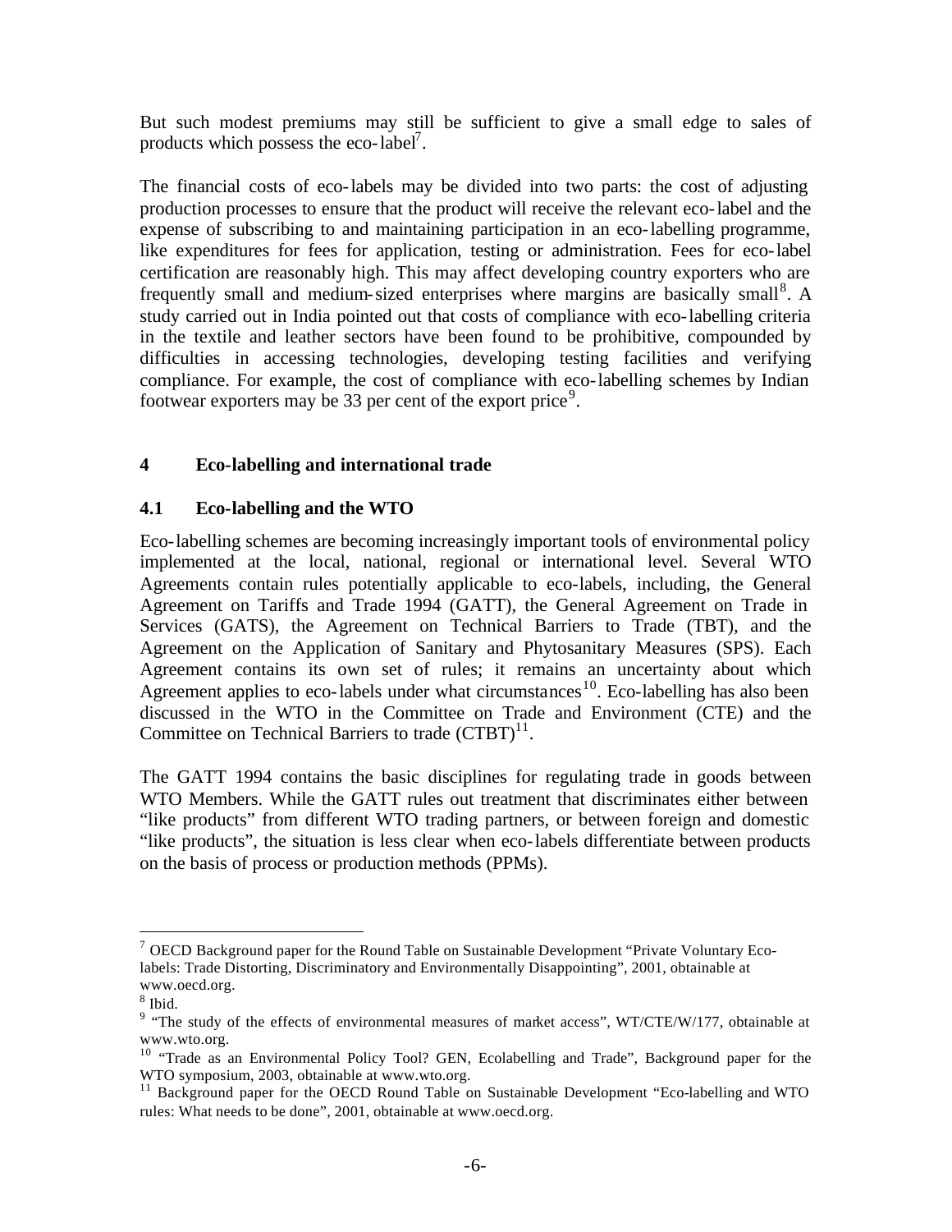But such modest premiums may still be sufficient to give a small edge to sales of products which possess the eco-label[7].

The financial costs of eco-labels may be divided into two parts: the cost of adjusting production processes to ensure that the product will receive the relevant eco-label and the expense of subscribing to and maintaining participation in an eco-labelling programme, like expenditures for fees for application, testing or administration. Fees for eco-label certification are reasonably high. This may affect developing country exporters who are frequently small and medium-sized enterprises where margins are basically small[8]. A study carried out in India pointed out that costs of compliance with eco-labelling criteria in the textile and leather sectors have been found to be prohibitive, compounded by difficulties in accessing technologies, developing testing facilities and verifying compliance. For example, the cost of compliance with eco-labelling schemes by Indian footwear exporters may be 33 per cent of the export price[9].

## 4 Eco-labelling and international trade

### 4.1 Eco-labelling and the WTO

Eco-labelling schemes are becoming increasingly important tools of environmental policy implemented at the local, national, regional or international level. Several WTO Agreements contain rules potentially applicable to eco-labels, including, the General Agreement on Tariffs and Trade 1994 (GATT), the General Agreement on Trade in Services (GATS), the Agreement on Technical Barriers to Trade (TBT), and the Agreement on the Application of Sanitary and Phytosanitary Measures (SPS). Each Agreement contains its own set of rules; it remains an uncertainty about which Agreement applies to eco-labels under what circumstances[10]. Eco-labelling has also been discussed in the WTO in the Committee on Trade and Environment (CTE) and the Committee on Technical Barriers to trade (CTBT)[11].

The GATT 1994 contains the basic disciplines for regulating trade in goods between WTO Members. While the GATT rules out treatment that discriminates either between "like products" from different WTO trading partners, or between foreign and domestic "like products", the situation is less clear when eco-labels differentiate between products on the basis of process or production methods (PPMs).

---

[7] OECD Background paper for the Round Table on Sustainable Development "Private Voluntary Eco-labels: Trade Distorting, Discriminatory and Environmentally Disappointing", 2001, obtainable at www.oecd.org.

[8] Ibid.

[9] "The study of the effects of environmental measures of market access", WT/CTE/W/177, obtainable at www.wto.org.

[10] "Trade as an Environmental Policy Tool? GEN, Ecolabelling and Trade", Background paper for the WTO symposium, 2003, obtainable at www.wto.org.

[11] Background paper for the OECD Round Table on Sustainable Development "Eco-labelling and WTO rules: What needs to be done", 2001, obtainable at www.oecd.org.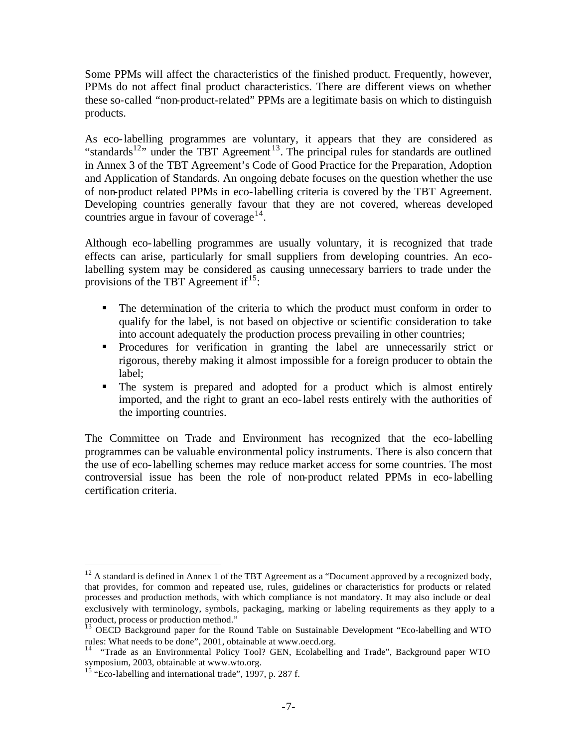Some PPMs will affect the characteristics of the finished product. Frequently, however, PPMs do not affect final product characteristics. There are different views on whether these so-called "non-product-related" PPMs are a legitimate basis on which to distinguish products.

As eco-labelling programmes are voluntary, it appears that they are considered as "standards[12]" under the TBT Agreement[13]. The principal rules for standards are outlined in Annex 3 of the TBT Agreement's Code of Good Practice for the Preparation, Adoption and Application of Standards. An ongoing debate focuses on the question whether the use of non-product related PPMs in eco-labelling criteria is covered by the TBT Agreement. Developing countries generally favour that they are not covered, whereas developed countries argue in favour of coverage[14].

Although eco-labelling programmes are usually voluntary, it is recognized that trade effects can arise, particularly for small suppliers from developing countries. An eco-labelling system may be considered as causing unnecessary barriers to trade under the provisions of the TBT Agreement if[15]:

- The determination of the criteria to which the product must conform in order to qualify for the label, is not based on objective or scientific consideration to take into account adequately the production process prevailing in other countries;
- Procedures for verification in granting the label are unnecessarily strict or rigorous, thereby making it almost impossible for a foreign producer to obtain the label;
- The system is prepared and adopted for a product which is almost entirely imported, and the right to grant an eco-label rests entirely with the authorities of the importing countries.

The Committee on Trade and Environment has recognized that the eco-labelling programmes can be valuable environmental policy instruments. There is also concern that the use of eco-labelling schemes may reduce market access for some countries. The most controversial issue has been the role of non-product related PPMs in eco-labelling certification criteria.

---

[12] A standard is defined in Annex 1 of the TBT Agreement as a "Document approved by a recognized body, that provides, for common and repeated use, rules, guidelines or characteristics for products or related processes and production methods, with which compliance is not mandatory. It may also include or deal exclusively with terminology, symbols, packaging, marking or labeling requirements as they apply to a product, process or production method."

[13] OECD Background paper for the Round Table on Sustainable Development "Eco-labelling and WTO rules: What needs to be done", 2001, obtainable at www.oecd.org.

[14] "Trade as an Environmental Policy Tool? GEN, Ecolabelling and Trade", Background paper WTO symposium, 2003, obtainable at www.wto.org.

[15] "Eco-labelling and international trade", 1997, p. 287 f.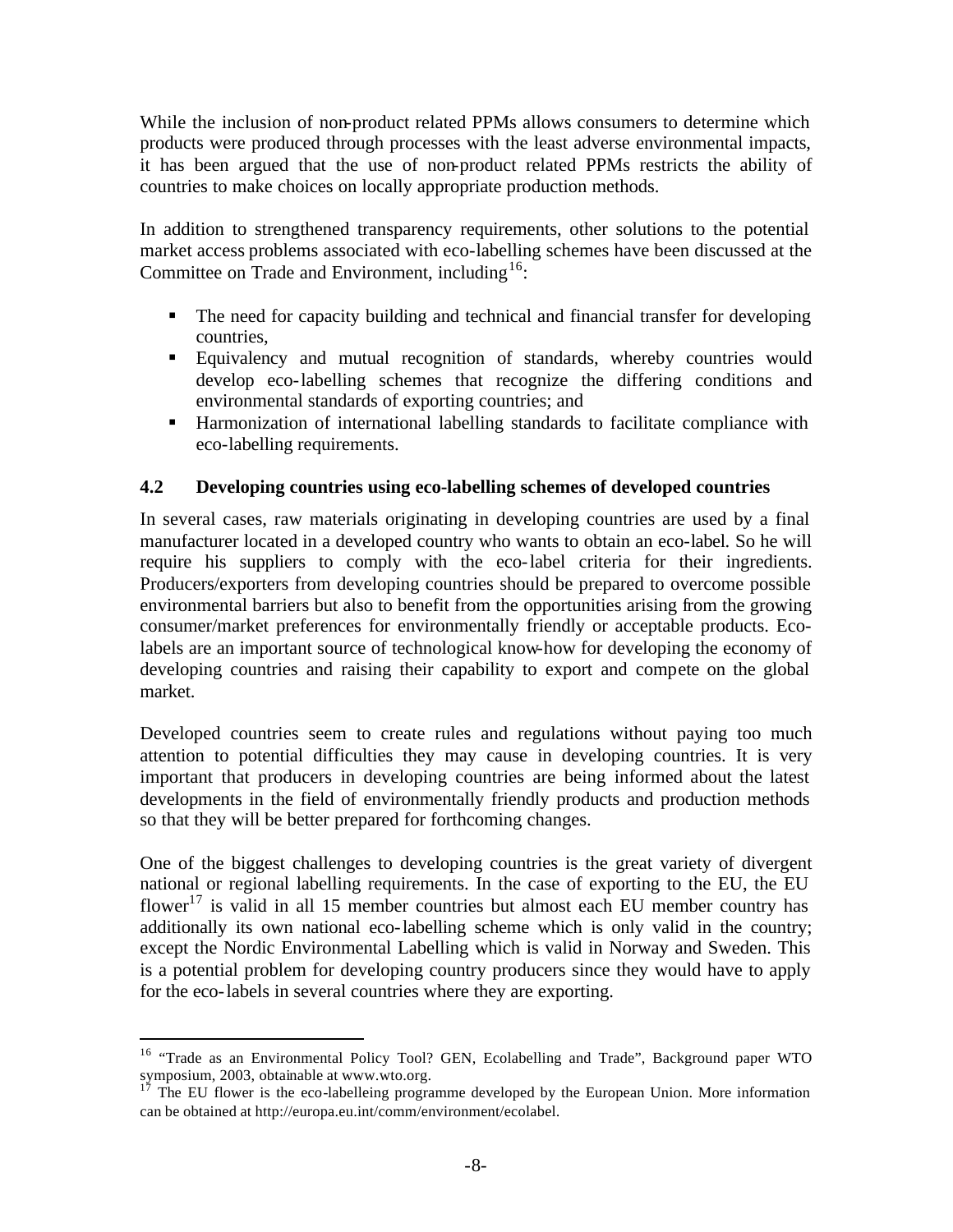While the inclusion of non-product related PPMs allows consumers to determine which products were produced through processes with the least adverse environmental impacts, it has been argued that the use of non-product related PPMs restricts the ability of countries to make choices on locally appropriate production methods.

In addition to strengthened transparency requirements, other solutions to the potential market access problems associated with eco-labelling schemes have been discussed at the Committee on Trade and Environment, including[16]:

- The need for capacity building and technical and financial transfer for developing countries,
- Equivalency and mutual recognition of standards, whereby countries would develop eco-labelling schemes that recognize the differing conditions and environmental standards of exporting countries; and
- Harmonization of international labelling standards to facilitate compliance with eco-labelling requirements.

### 4.2 Developing countries using eco-labelling schemes of developed countries

In several cases, raw materials originating in developing countries are used by a final manufacturer located in a developed country who wants to obtain an eco-label. So he will require his suppliers to comply with the eco-label criteria for their ingredients. Producers/exporters from developing countries should be prepared to overcome possible environmental barriers but also to benefit from the opportunities arising from the growing consumer/market preferences for environmentally friendly or acceptable products. Eco-labels are an important source of technological know-how for developing the economy of developing countries and raising their capability to export and compete on the global market.

Developed countries seem to create rules and regulations without paying too much attention to potential difficulties they may cause in developing countries. It is very important that producers in developing countries are being informed about the latest developments in the field of environmentally friendly products and production methods so that they will be better prepared for forthcoming changes.

One of the biggest challenges to developing countries is the great variety of divergent national or regional labelling requirements. In the case of exporting to the EU, the EU flower[17] is valid in all 15 member countries but almost each EU member country has additionally its own national eco-labelling scheme which is only valid in the country; except the Nordic Environmental Labelling which is valid in Norway and Sweden. This is a potential problem for developing country producers since they would have to apply for the eco-labels in several countries where they are exporting.

---

[16] "Trade as an Environmental Policy Tool? GEN, Ecolabelling and Trade", Background paper WTO symposium, 2003, obtainable at www.wto.org.

[17] The EU flower is the eco-labelleing programme developed by the European Union. More information can be obtained at http://europa.eu.int/comm/environment/ecolabel.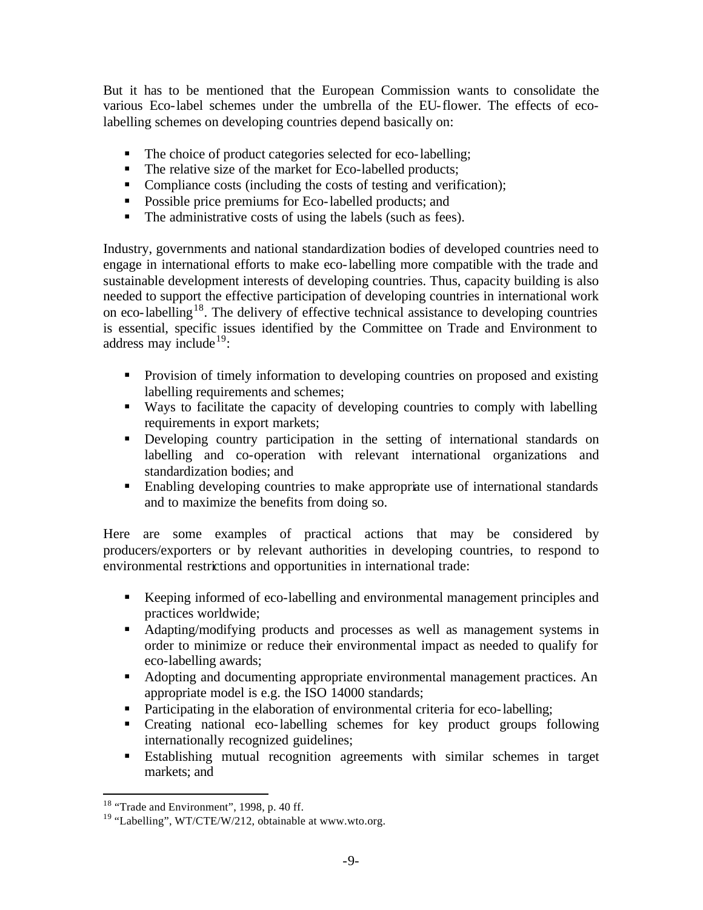But it has to be mentioned that the European Commission wants to consolidate the various Eco-label schemes under the umbrella of the EU-flower. The effects of eco-labelling schemes on developing countries depend basically on:

- The choice of product categories selected for eco-labelling;
- The relative size of the market for Eco-labelled products;
- Compliance costs (including the costs of testing and verification);
- Possible price premiums for Eco-labelled products; and
- The administrative costs of using the labels (such as fees).

Industry, governments and national standardization bodies of developed countries need to engage in international efforts to make eco-labelling more compatible with the trade and sustainable development interests of developing countries. Thus, capacity building is also needed to support the effective participation of developing countries in international work on eco-labelling[18]. The delivery of effective technical assistance to developing countries is essential, specific issues identified by the Committee on Trade and Environment to address may include[19]:

- Provision of timely information to developing countries on proposed and existing labelling requirements and schemes;
- Ways to facilitate the capacity of developing countries to comply with labelling requirements in export markets;
- Developing country participation in the setting of international standards on labelling and co-operation with relevant international organizations and standardization bodies; and
- Enabling developing countries to make appropriate use of international standards and to maximize the benefits from doing so.

Here are some examples of practical actions that may be considered by producers/exporters or by relevant authorities in developing countries, to respond to environmental restrictions and opportunities in international trade:

- Keeping informed of eco-labelling and environmental management principles and practices worldwide;
- Adapting/modifying products and processes as well as management systems in order to minimize or reduce their environmental impact as needed to qualify for eco-labelling awards;
- Adopting and documenting appropriate environmental management practices. An appropriate model is e.g. the ISO 14000 standards;
- Participating in the elaboration of environmental criteria for eco-labelling;
- Creating national eco-labelling schemes for key product groups following internationally recognized guidelines;
- Establishing mutual recognition agreements with similar schemes in target markets; and

[18] "Trade and Environment", 1998, p. 40 ff.

[19] "Labelling", WT/CTE/W/212, obtainable at www.wto.org.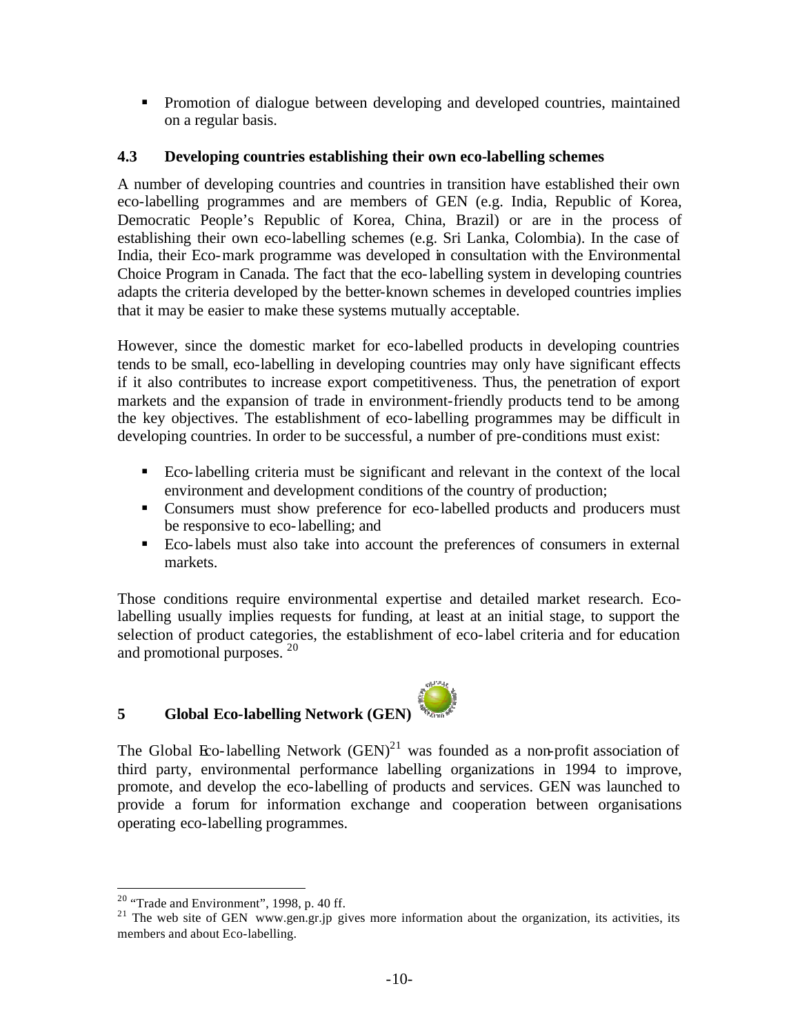- Promotion of dialogue between developing and developed countries, maintained on a regular basis.

### 4.3 Developing countries establishing their own eco-labelling schemes

A number of developing countries and countries in transition have established their own eco-labelling programmes and are members of GEN (e.g. India, Republic of Korea, Democratic People's Republic of Korea, China, Brazil) or are in the process of establishing their own eco-labelling schemes (e.g. Sri Lanka, Colombia). In the case of India, their Eco-mark programme was developed in consultation with the Environmental Choice Program in Canada. The fact that the eco-labelling system in developing countries adapts the criteria developed by the better-known schemes in developed countries implies that it may be easier to make these systems mutually acceptable.

However, since the domestic market for eco-labelled products in developing countries tends to be small, eco-labelling in developing countries may only have significant effects if it also contributes to increase export competitiveness. Thus, the penetration of export markets and the expansion of trade in environment-friendly products tend to be among the key objectives. The establishment of eco-labelling programmes may be difficult in developing countries. In order to be successful, a number of pre-conditions must exist:

- Eco-labelling criteria must be significant and relevant in the context of the local environment and development conditions of the country of production;
- Consumers must show preference for eco-labelled products and producers must be responsive to eco-labelling; and
- Eco-labels must also take into account the preferences of consumers in external markets.

Those conditions require environmental expertise and detailed market research. Eco-labelling usually implies requests for funding, at least at an initial stage, to support the selection of product categories, the establishment of eco-label criteria and for education and promotional purposes. [20]

## 5 Global Eco-labelling Network (GEN)

The Global Eco-labelling Network (GEN)[21] was founded as a non-profit association of third party, environmental performance labelling organizations in 1994 to improve, promote, and develop the eco-labelling of products and services. GEN was launched to provide a forum for information exchange and cooperation between organisations operating eco-labelling programmes.

---

[20] "Trade and Environment", 1998, p. 40 ff.

[21] The web site of GEN www.gen.gr.jp gives more information about the organization, its activities, its members and about Eco-labelling.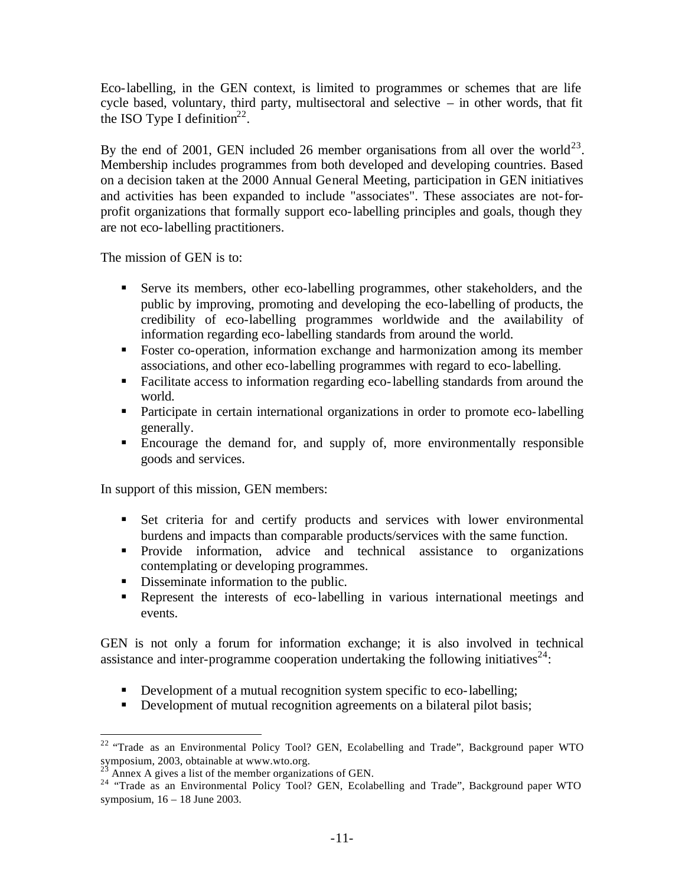Eco-labelling, in the GEN context, is limited to programmes or schemes that are life cycle based, voluntary, third party, multisectoral and selective – in other words, that fit the ISO Type I definition[22].

By the end of 2001, GEN included 26 member organisations from all over the world[23]. Membership includes programmes from both developed and developing countries. Based on a decision taken at the 2000 Annual General Meeting, participation in GEN initiatives and activities has been expanded to include "associates". These associates are not-for-profit organizations that formally support eco-labelling principles and goals, though they are not eco-labelling practitioners.

The mission of GEN is to:

- Serve its members, other eco-labelling programmes, other stakeholders, and the public by improving, promoting and developing the eco-labelling of products, the credibility of eco-labelling programmes worldwide and the availability of information regarding eco-labelling standards from around the world.
- Foster co-operation, information exchange and harmonization among its member associations, and other eco-labelling programmes with regard to eco-labelling.
- Facilitate access to information regarding eco-labelling standards from around the world.
- Participate in certain international organizations in order to promote eco-labelling generally.
- Encourage the demand for, and supply of, more environmentally responsible goods and services.

In support of this mission, GEN members:

- Set criteria for and certify products and services with lower environmental burdens and impacts than comparable products/services with the same function.
- Provide information, advice and technical assistance to organizations contemplating or developing programmes.
- Disseminate information to the public.
- Represent the interests of eco-labelling in various international meetings and events.

GEN is not only a forum for information exchange; it is also involved in technical assistance and inter-programme cooperation undertaking the following initiatives[24]:

- Development of a mutual recognition system specific to eco-labelling;
- Development of mutual recognition agreements on a bilateral pilot basis;

---

[22] "Trade as an Environmental Policy Tool? GEN, Ecolabelling and Trade", Background paper WTO symposium, 2003, obtainable at www.wto.org.

[23] Annex A gives a list of the member organizations of GEN.

[24] "Trade as an Environmental Policy Tool? GEN, Ecolabelling and Trade", Background paper WTO symposium, 16 – 18 June 2003.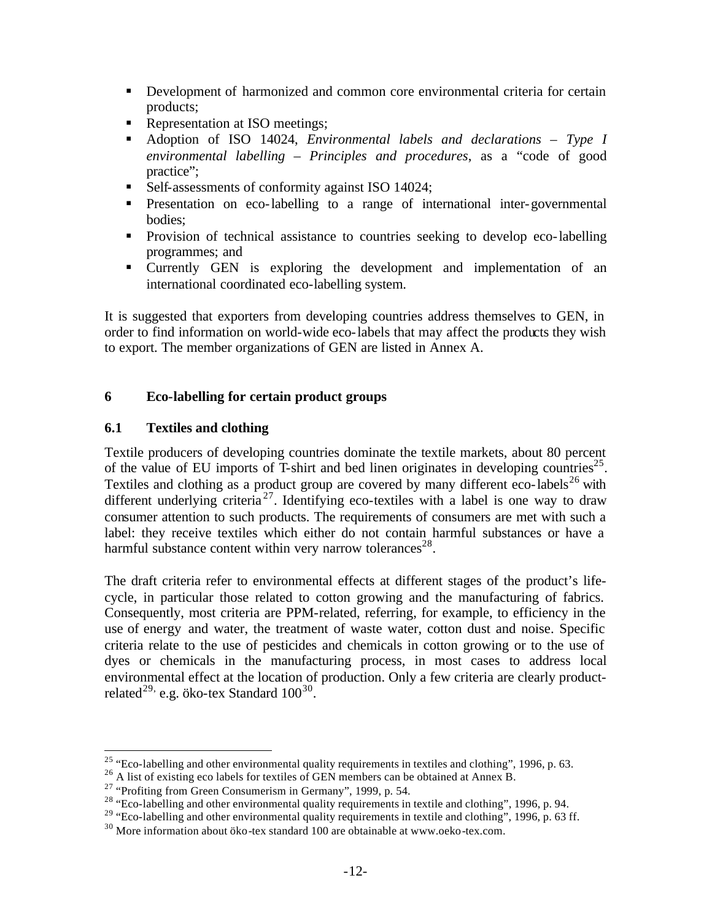- Development of harmonized and common core environmental criteria for certain products;
- Representation at ISO meetings;
- Adoption of ISO 14024, *Environmental labels and declarations – Type I environmental labelling – Principles and procedures*, as a "code of good practice";
- Self-assessments of conformity against ISO 14024;
- Presentation on eco-labelling to a range of international inter-governmental bodies;
- Provision of technical assistance to countries seeking to develop eco-labelling programmes; and
- Currently GEN is exploring the development and implementation of an international coordinated eco-labelling system.

It is suggested that exporters from developing countries address themselves to GEN, in order to find information on world-wide eco-labels that may affect the products they wish to export. The member organizations of GEN are listed in Annex A.

## 6 Eco-labelling for certain product groups

### 6.1 Textiles and clothing

Textile producers of developing countries dominate the textile markets, about 80 percent of the value of EU imports of T-shirt and bed linen originates in developing countries[25]. Textiles and clothing as a product group are covered by many different eco-labels[26] with different underlying criteria[27]. Identifying eco-textiles with a label is one way to draw consumer attention to such products. The requirements of consumers are met with such a label: they receive textiles which either do not contain harmful substances or have a harmful substance content within very narrow tolerances[28].

The draft criteria refer to environmental effects at different stages of the product's life-cycle, in particular those related to cotton growing and the manufacturing of fabrics. Consequently, most criteria are PPM-related, referring, for example, to efficiency in the use of energy and water, the treatment of waste water, cotton dust and noise. Specific criteria relate to the use of pesticides and chemicals in cotton growing or to the use of dyes or chemicals in the manufacturing process, in most cases to address local environmental effect at the location of production. Only a few criteria are clearly product-related[29,] e.g. öko-tex Standard 100[30].

---

[25] "Eco-labelling and other environmental quality requirements in textiles and clothing", 1996, p. 63.
[26] A list of existing eco labels for textiles of GEN members can be obtained at Annex B.
[27] "Profiting from Green Consumerism in Germany", 1999, p. 54.
[28] "Eco-labelling and other environmental quality requirements in textile and clothing", 1996, p. 94.
[29] "Eco-labelling and other environmental quality requirements in textile and clothing", 1996, p. 63 ff.
[30] More information about öko-tex standard 100 are obtainable at www.oeko-tex.com.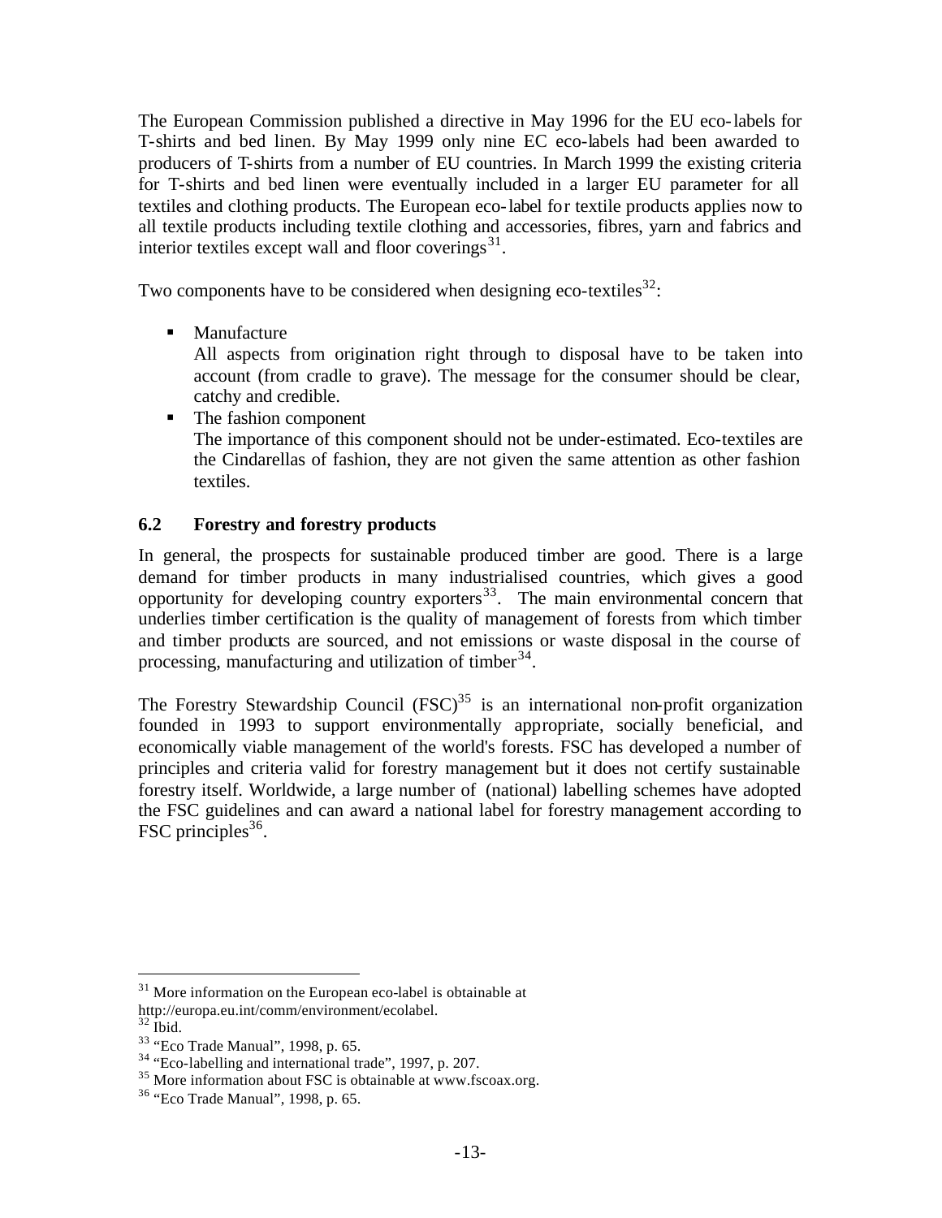The European Commission published a directive in May 1996 for the EU eco-labels for T-shirts and bed linen. By May 1999 only nine EC eco-labels had been awarded to producers of T-shirts from a number of EU countries. In March 1999 the existing criteria for T-shirts and bed linen were eventually included in a larger EU parameter for all textiles and clothing products. The European eco-label for textile products applies now to all textile products including textile clothing and accessories, fibres, yarn and fabrics and interior textiles except wall and floor coverings[31].

Two components have to be considered when designing eco-textiles[32]:

- Manufacture
  All aspects from origination right through to disposal have to be taken into account (from cradle to grave). The message for the consumer should be clear, catchy and credible.
- The fashion component
  The importance of this component should not be under-estimated. Eco-textiles are the Cindarellas of fashion, they are not given the same attention as other fashion textiles.

### 6.2 Forestry and forestry products

In general, the prospects for sustainable produced timber are good. There is a large demand for timber products in many industrialised countries, which gives a good opportunity for developing country exporters[33]. The main environmental concern that underlies timber certification is the quality of management of forests from which timber and timber products are sourced, and not emissions or waste disposal in the course of processing, manufacturing and utilization of timber[34].

The Forestry Stewardship Council (FSC)[35] is an international non-profit organization founded in 1993 to support environmentally appropriate, socially beneficial, and economically viable management of the world's forests. FSC has developed a number of principles and criteria valid for forestry management but it does not certify sustainable forestry itself. Worldwide, a large number of (national) labelling schemes have adopted the FSC guidelines and can award a national label for forestry management according to FSC principles[36].

---

[31] More information on the European eco-label is obtainable at http://europa.eu.int/comm/environment/ecolabel.
[32] Ibid.
[33] "Eco Trade Manual", 1998, p. 65.
[34] "Eco-labelling and international trade", 1997, p. 207.
[35] More information about FSC is obtainable at www.fscoax.org.
[36] "Eco Trade Manual", 1998, p. 65.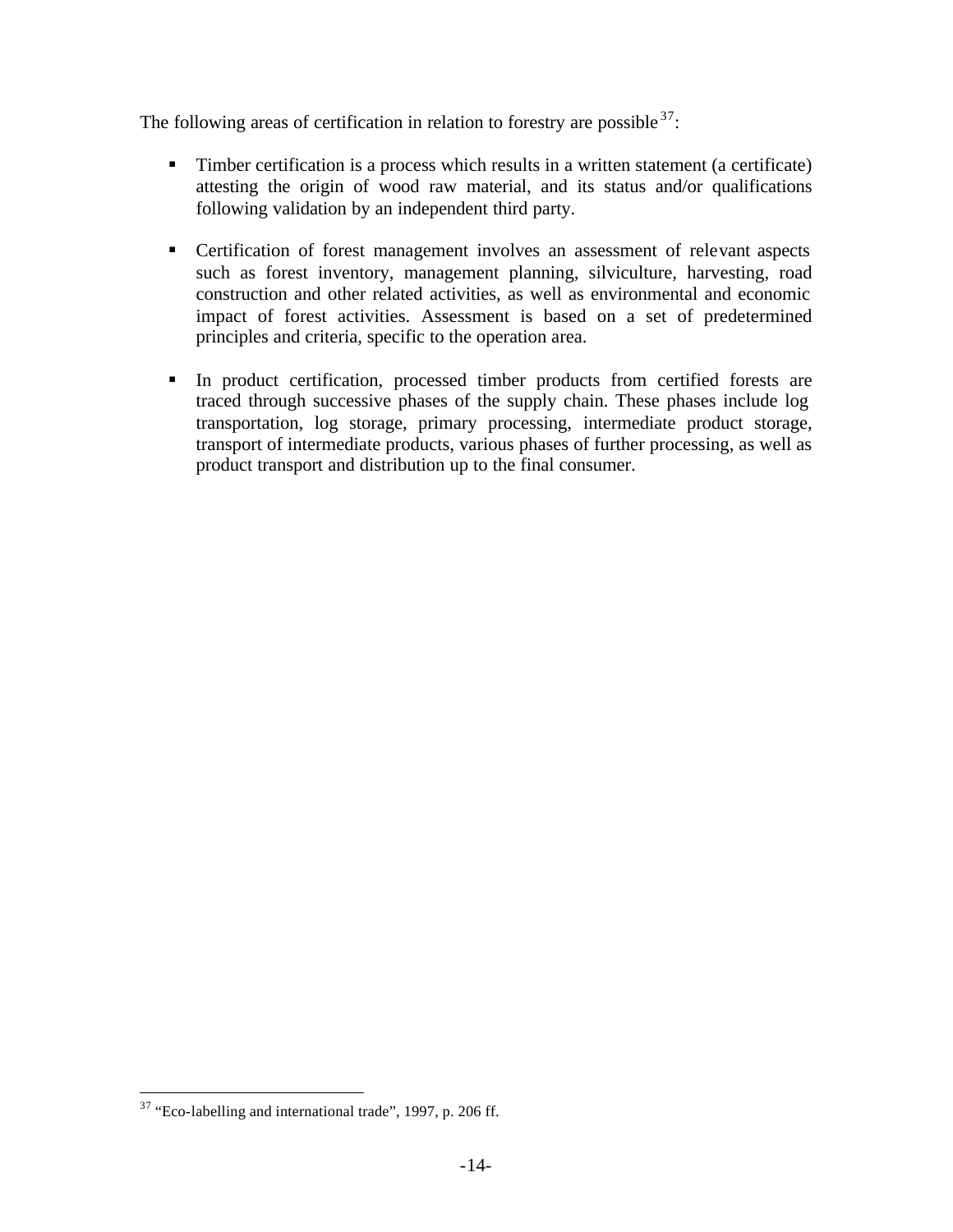The following areas of certification in relation to forestry are possible[37]:

- Timber certification is a process which results in a written statement (a certificate) attesting the origin of wood raw material, and its status and/or qualifications following validation by an independent third party.

- Certification of forest management involves an assessment of relevant aspects such as forest inventory, management planning, silviculture, harvesting, road construction and other related activities, as well as environmental and economic impact of forest activities. Assessment is based on a set of predetermined principles and criteria, specific to the operation area.

- In product certification, processed timber products from certified forests are traced through successive phases of the supply chain. These phases include log transportation, log storage, primary processing, intermediate product storage, transport of intermediate products, various phases of further processing, as well as product transport and distribution up to the final consumer.

[37] "Eco-labelling and international trade", 1997, p. 206 ff.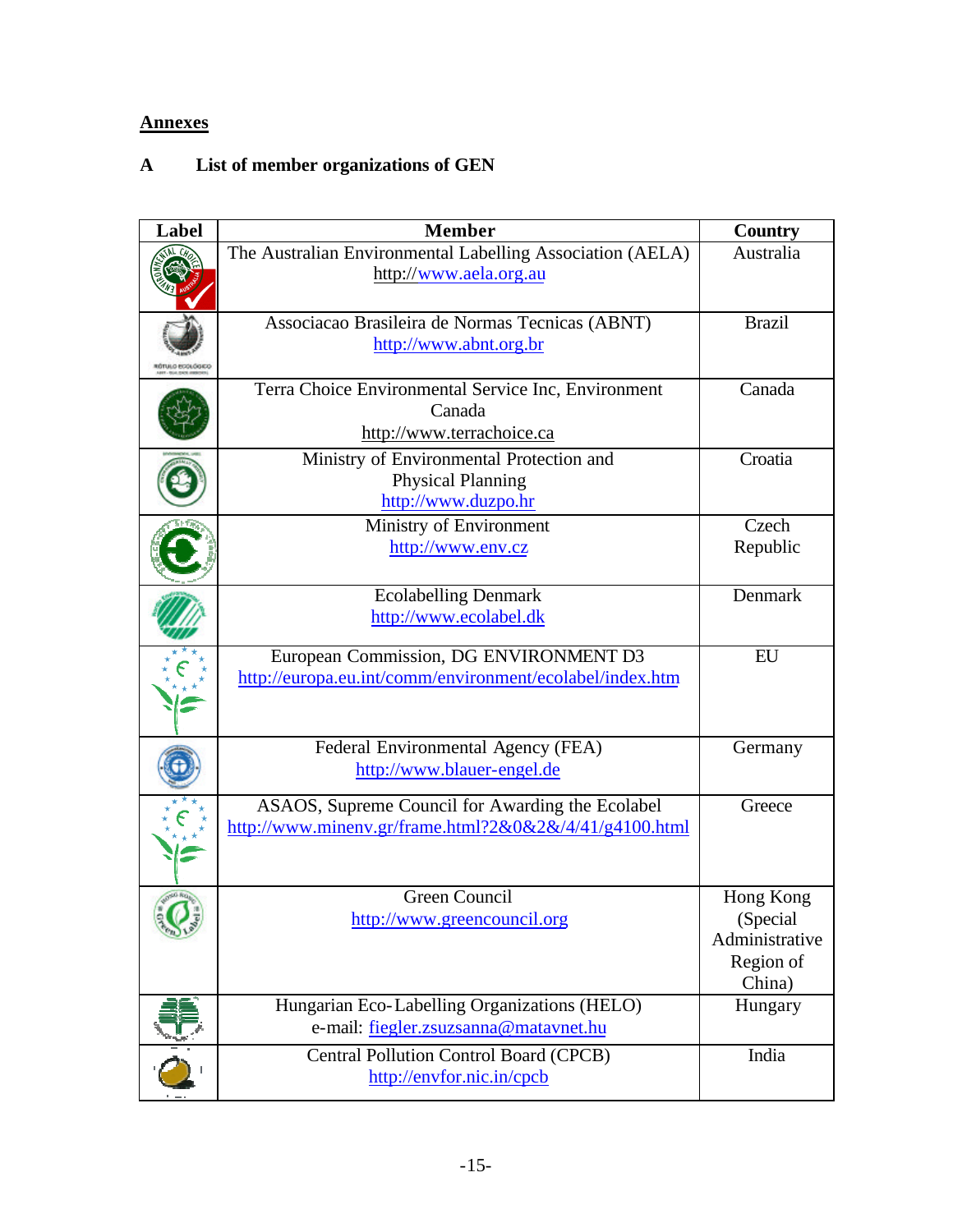## Annexes

### A List of member organizations of GEN

| Label | Member | Country |
|---|---|---|
| | The Australian Environmental Labelling Association (AELA) http://www.aela.org.au | Australia |
| | Associacao Brasileira de Normas Tecnicas (ABNT) http://www.abnt.org.br | Brazil |
| | Terra Choice Environmental Service Inc, Environment Canada http://www.terrachoice.ca | Canada |
| | Ministry of Environmental Protection and Physical Planning http://www.duzpo.hr | Croatia |
| | Ministry of Environment http://www.env.cz | Czech Republic |
| | Ecolabelling Denmark http://www.ecolabel.dk | Denmark |
| | European Commission, DG ENVIRONMENT D3 http://europa.eu.int/comm/environment/ecolabel/index.htm | EU |
| | Federal Environmental Agency (FEA) http://www.blauer-engel.de | Germany |
| | ASAOS, Supreme Council for Awarding the Ecolabel http://www.minenv.gr/frame.html?2&0&2&/4/41/g4100.html | Greece |
| | Green Council http://www.greencouncil.org | Hong Kong (Special Administrative Region of China) |
| | Hungarian Eco-Labelling Organizations (HELO) e-mail: fiegler.zsuzsanna@matavnet.hu | Hungary |
| | Central Pollution Control Board (CPCB) http://envfor.nic.in/cpcb | India |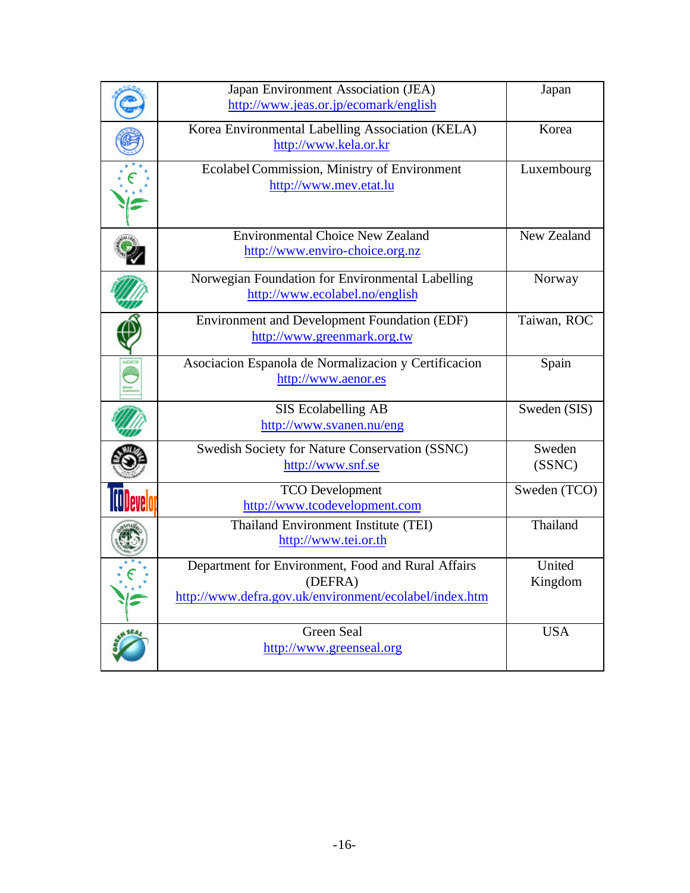| | | |
|---|---|---|
| | Japan Environment Association (JEA) http://www.jeas.or.jp/ecomark/english | Japan |
| | Korea Environmental Labelling Association (KELA) http://www.kela.or.kr | Korea |
| | Ecolabel Commission, Ministry of Environment http://www.mev.etat.lu | Luxembourg |
| | Environmental Choice New Zealand http://www.enviro-choice.org.nz | New Zealand |
| | Norwegian Foundation for Environmental Labelling http://www.ecolabel.no/english | Norway |
| | Environment and Development Foundation (EDF) http://www.greenmark.org.tw | Taiwan, ROC |
| | Asociacion Espanola de Normalizacion y Certificacion http://www.aenor.es | Spain |
| | SIS Ecolabelling AB http://www.svanen.nu/eng | Sweden (SIS) |
| | Swedish Society for Nature Conservation (SSNC) http://www.snf.se | Sweden (SSNC) |
| | TCO Development http://www.tcodevelopment.com | Sweden (TCO) |
| | Thailand Environment Institute (TEI) http://www.tei.or.th | Thailand |
| | Department for Environment, Food and Rural Affairs (DEFRA) http://www.defra.gov.uk/environment/ecolabel/index.htm | United Kingdom |
| | Green Seal http://www.greenseal.org | USA |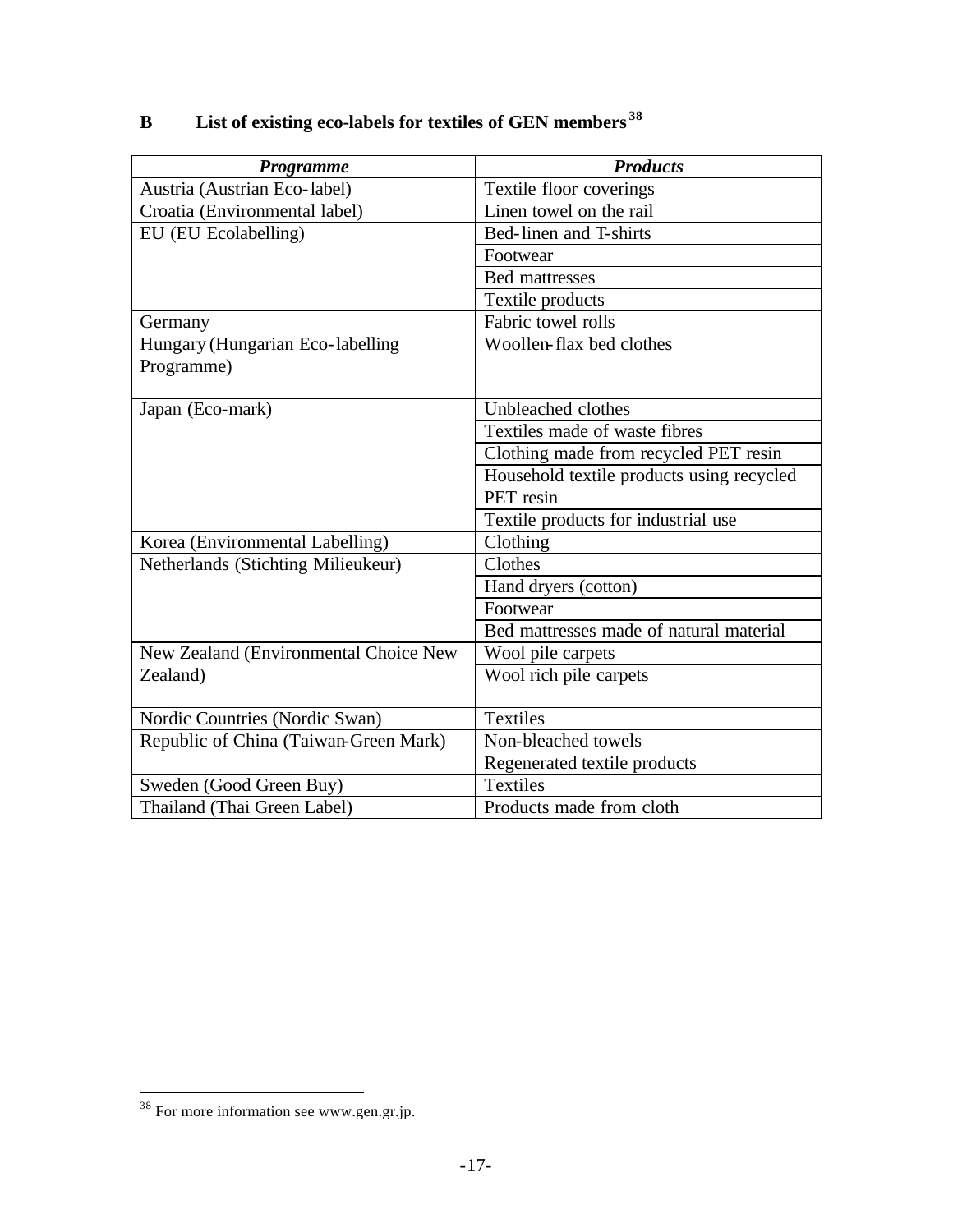## B List of existing eco-labels for textiles of GEN members[38]

| *Programme* | *Products* |
|---|---|
| Austria (Austrian Eco-label) | Textile floor coverings |
| Croatia (Environmental label) | Linen towel on the rail |
| EU (EU Ecolabelling) | Bed-linen and T-shirts |
| | Footwear |
| | Bed mattresses |
| | Textile products |
| Germany | Fabric towel rolls |
| Hungary (Hungarian Eco-labelling Programme) | Woollen-flax bed clothes |
| Japan (Eco-mark) | Unbleached clothes |
| | Textiles made of waste fibres |
| | Clothing made from recycled PET resin |
| | Household textile products using recycled PET resin |
| | Textile products for industrial use |
| Korea (Environmental Labelling) | Clothing |
| Netherlands (Stichting Milieukeur) | Clothes |
| | Hand dryers (cotton) |
| | Footwear |
| | Bed mattresses made of natural material |
| New Zealand (Environmental Choice New Zealand) | Wool pile carpets |
| | Wool rich pile carpets |
| Nordic Countries (Nordic Swan) | Textiles |
| Republic of China (Taiwan-Green Mark) | Non-bleached towels |
| | Regenerated textile products |
| Sweden (Good Green Buy) | Textiles |
| Thailand (Thai Green Label) | Products made from cloth |

[38] For more information see www.gen.gr.jp.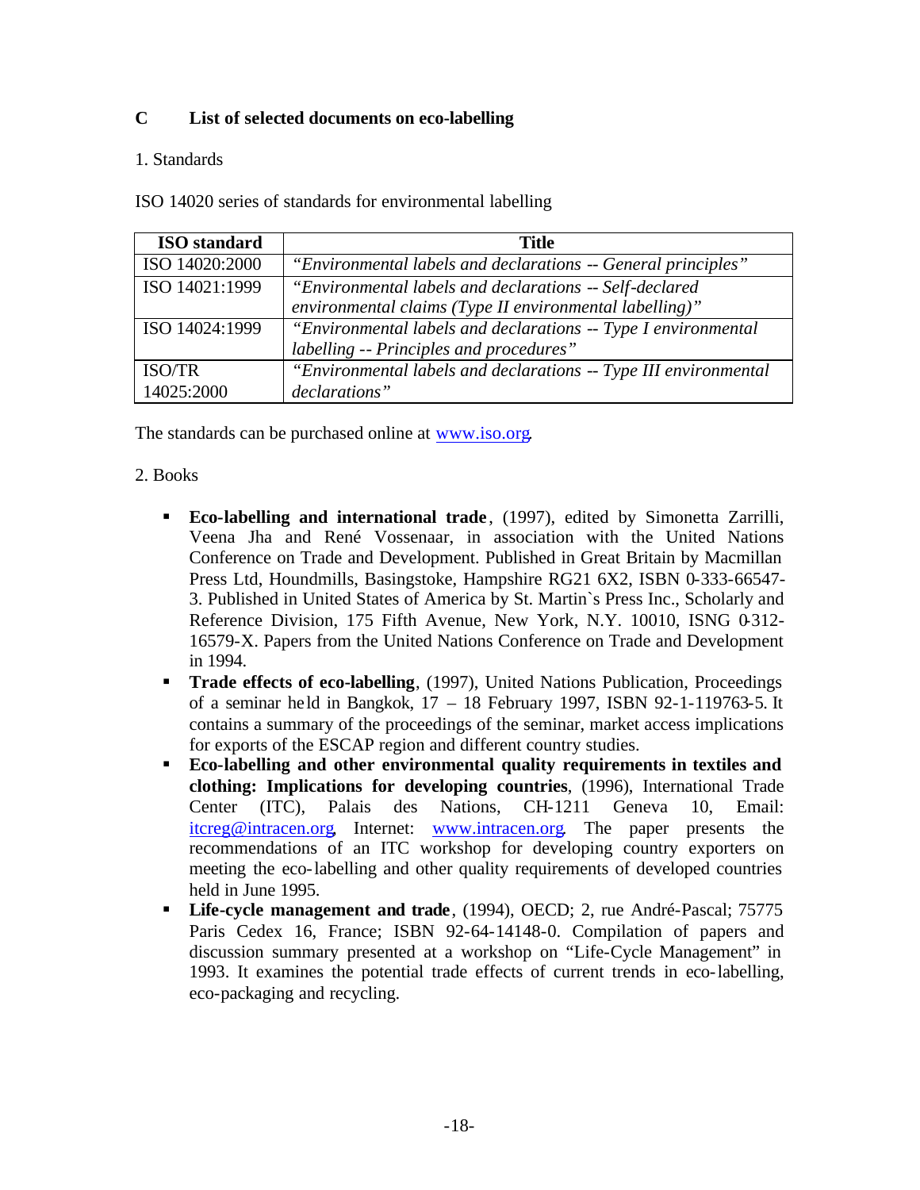## C List of selected documents on eco-labelling

1. Standards

ISO 14020 series of standards for environmental labelling

| ISO standard | Title |
|---|---|
| ISO 14020:2000 | *"Environmental labels and declarations -- General principles"* |
| ISO 14021:1999 | *"Environmental labels and declarations -- Self-declared environmental claims (Type II environmental labelling)"* |
| ISO 14024:1999 | *"Environmental labels and declarations -- Type I environmental labelling -- Principles and procedures"* |
| ISO/TR 14025:2000 | *"Environmental labels and declarations -- Type III environmental declarations"* |

The standards can be purchased online at www.iso.org.

2. Books

- **Eco-labelling and international trade**, (1997), edited by Simonetta Zarrilli, Veena Jha and René Vossenaar, in association with the United Nations Conference on Trade and Development. Published in Great Britain by Macmillan Press Ltd, Houndmills, Basingstoke, Hampshire RG21 6X2, ISBN 0-333-66547-3. Published in United States of America by St. Martin`s Press Inc., Scholarly and Reference Division, 175 Fifth Avenue, New York, N.Y. 10010, ISNG 0-312-16579-X. Papers from the United Nations Conference on Trade and Development in 1994.
- **Trade effects of eco-labelling**, (1997), United Nations Publication, Proceedings of a seminar held in Bangkok, 17 – 18 February 1997, ISBN 92-1-119763-5. It contains a summary of the proceedings of the seminar, market access implications for exports of the ESCAP region and different country studies.
- **Eco-labelling and other environmental quality requirements in textiles and clothing: Implications for developing countries**, (1996), International Trade Center (ITC), Palais des Nations, CH-1211 Geneva 10, Email: itcreg@intracen.org, Internet: www.intracen.org. The paper presents the recommendations of an ITC workshop for developing country exporters on meeting the eco-labelling and other quality requirements of developed countries held in June 1995.
- **Life-cycle management and trade**, (1994), OECD; 2, rue André-Pascal; 75775 Paris Cedex 16, France; ISBN 92-64-14148-0. Compilation of papers and discussion summary presented at a workshop on "Life-Cycle Management" in 1993. It examines the potential trade effects of current trends in eco-labelling, eco-packaging and recycling.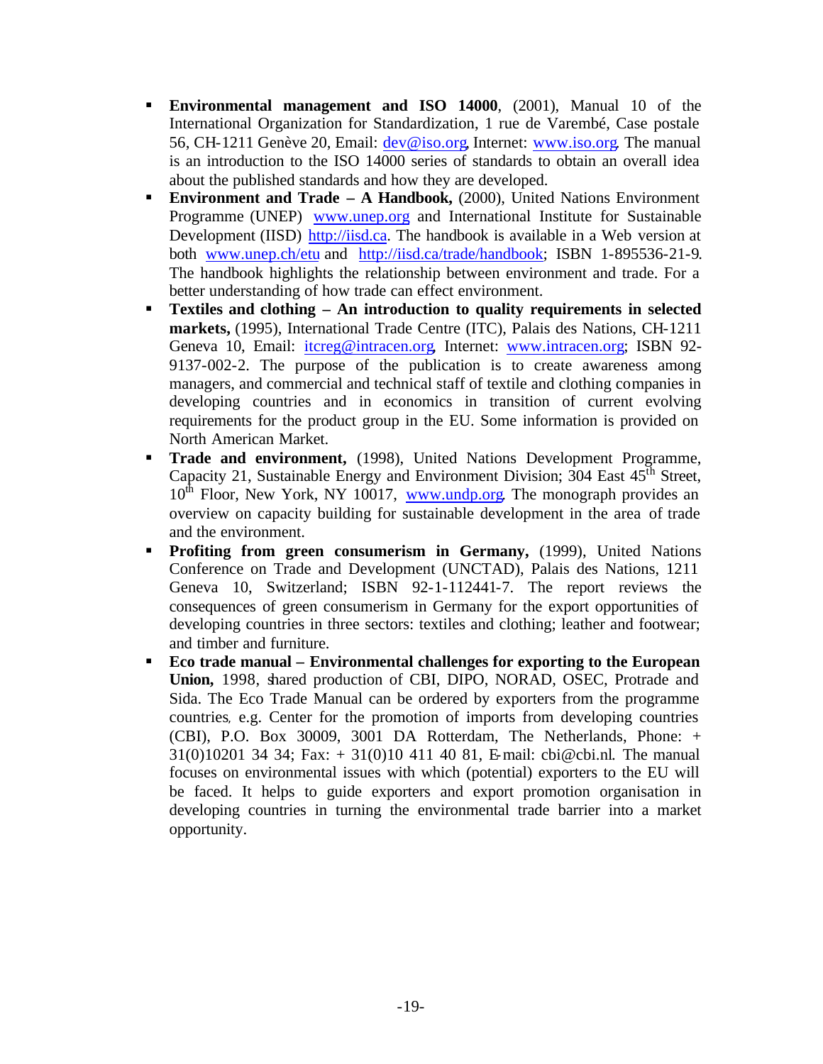- **Environmental management and ISO 14000**, (2001), Manual 10 of the International Organization for Standardization, 1 rue de Varembé, Case postale 56, CH-1211 Genève 20, Email: dev@iso.org, Internet: www.iso.org. The manual is an introduction to the ISO 14000 series of standards to obtain an overall idea about the published standards and how they are developed.
- **Environment and Trade – A Handbook,** (2000), United Nations Environment Programme (UNEP) www.unep.org and International Institute for Sustainable Development (IISD) http://iisd.ca. The handbook is available in a Web version at both www.unep.ch/etu and http://iisd.ca/trade/handbook; ISBN 1-895536-21-9. The handbook highlights the relationship between environment and trade. For a better understanding of how trade can effect environment.
- **Textiles and clothing – An introduction to quality requirements in selected markets,** (1995), International Trade Centre (ITC), Palais des Nations, CH-1211 Geneva 10, Email: itcreg@intracen.org, Internet: www.intracen.org; ISBN 92-9137-002-2. The purpose of the publication is to create awareness among managers, and commercial and technical staff of textile and clothing companies in developing countries and in economics in transition of current evolving requirements for the product group in the EU. Some information is provided on North American Market.
- **Trade and environment,** (1998), United Nations Development Programme, Capacity 21, Sustainable Energy and Environment Division; 304 East 45th Street, 10th Floor, New York, NY 10017, www.undp.org. The monograph provides an overview on capacity building for sustainable development in the area of trade and the environment.
- **Profiting from green consumerism in Germany,** (1999), United Nations Conference on Trade and Development (UNCTAD), Palais des Nations, 1211 Geneva 10, Switzerland; ISBN 92-1-112441-7. The report reviews the consequences of green consumerism in Germany for the export opportunities of developing countries in three sectors: textiles and clothing; leather and footwear; and timber and furniture.
- **Eco trade manual – Environmental challenges for exporting to the European Union,** 1998, shared production of CBI, DIPO, NORAD, OSEC, Protrade and Sida. The Eco Trade Manual can be ordered by exporters from the programme countries, e.g. Center for the promotion of imports from developing countries (CBI), P.O. Box 30009, 3001 DA Rotterdam, The Netherlands, Phone: + 31(0)10201 34 34; Fax: + 31(0)10 411 40 81, E-mail: cbi@cbi.nl. The manual focuses on environmental issues with which (potential) exporters to the EU will be faced. It helps to guide exporters and export promotion organisation in developing countries in turning the environmental trade barrier into a market opportunity.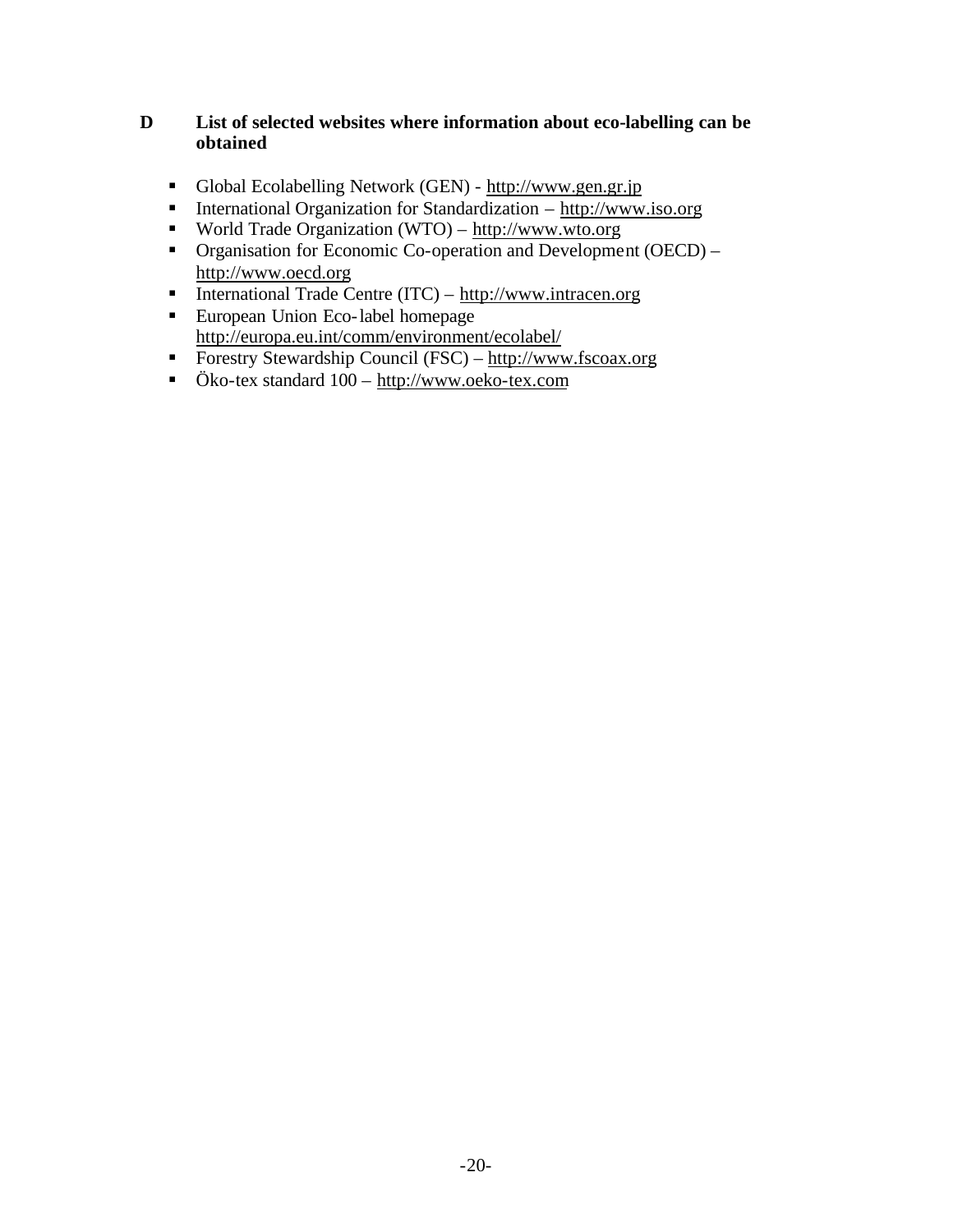## D List of selected websites where information about eco-labelling can be obtained

- Global Ecolabelling Network (GEN) - http://www.gen.gr.jp
- International Organization for Standardization – http://www.iso.org
- World Trade Organization (WTO) – http://www.wto.org
- Organisation for Economic Co-operation and Development (OECD) – http://www.oecd.org
- International Trade Centre (ITC) – http://www.intracen.org
- European Union Eco-label homepage http://europa.eu.int/comm/environment/ecolabel/
- Forestry Stewardship Council (FSC) – http://www.fscoax.org
- Öko-tex standard 100 – http://www.oeko-tex.com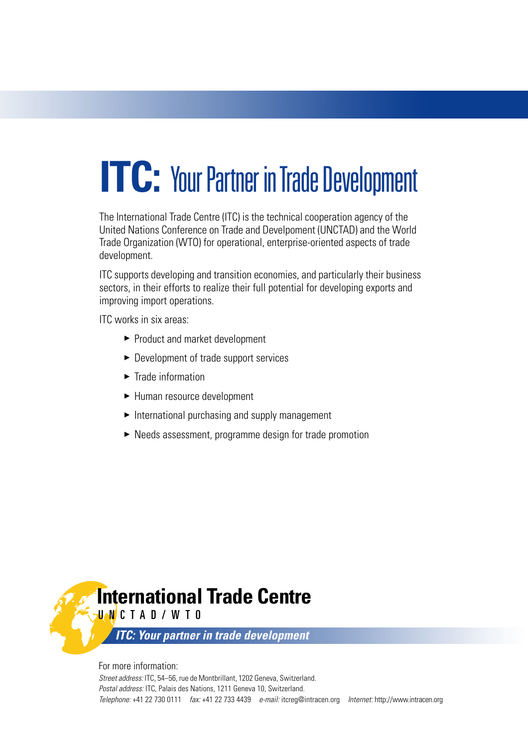# ITC: Your Partner in Trade Development

The International Trade Centre (ITC) is the technical cooperation agency of the United Nations Conference on Trade and Develpoment (UNCTAD) and the World Trade Organization (WTO) for operational, enterprise-oriented aspects of trade development.

ITC supports developing and transition economies, and particularly their business sectors, in their efforts to realize their full potential for developing exports and improving import operations.

ITC works in six areas:

- Product and market development
- Development of trade support services
- Trade information
- Human resource development
- International purchasing and supply management
- Needs assessment, programme design for trade promotion

**International Trade Centre**
UNCTAD/WTO

***ITC: Your partner in trade development***

For more information:
*Street address:* ITC, 54–56, rue de Montbrillant, 1202 Geneva, Switzerland.
*Postal address:* ITC, Palais des Nations, 1211 Geneva 10, Switzerland.
*Telephone:* +41 22 730 0111 *fax:* +41 22 733 4439 *e-mail:* itcreg@intracen.org *Internet:* http://www.intracen.org